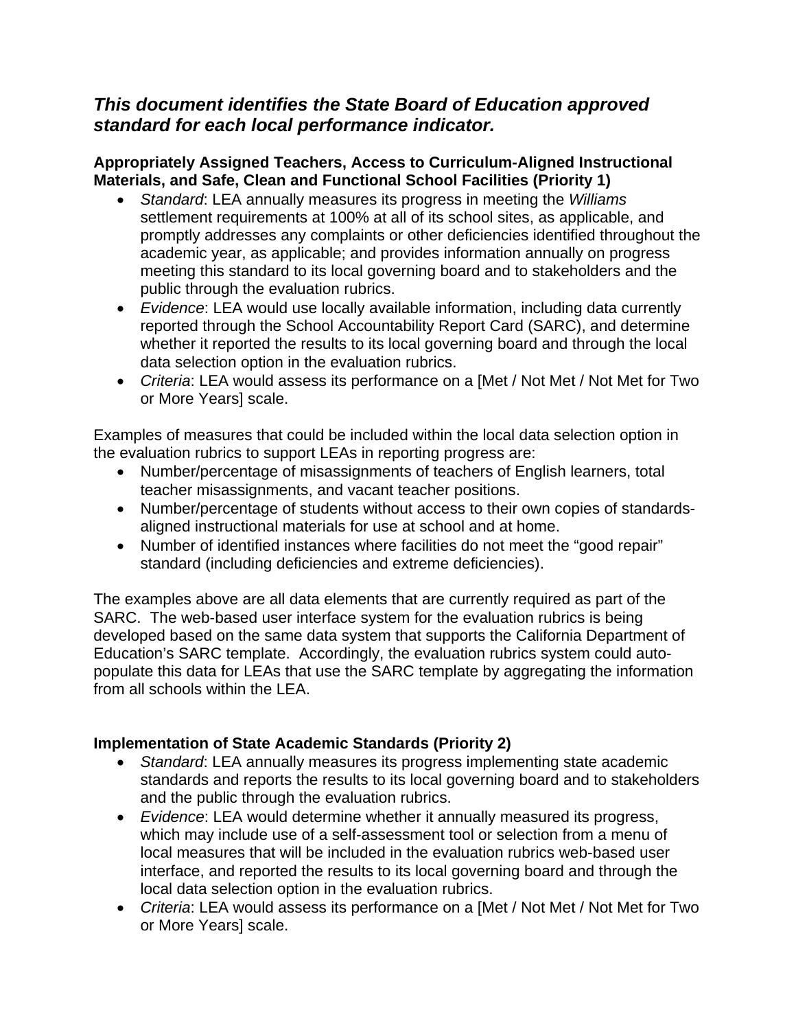***This document identifies the State Board of Education approved standard for each local performance indicator.***

**Appropriately Assigned Teachers, Access to Curriculum-Aligned Instructional Materials, and Safe, Clean and Functional School Facilities (Priority 1)**

- *Standard*: LEA annually measures its progress in meeting the *Williams* settlement requirements at 100% at all of its school sites, as applicable, and promptly addresses any complaints or other deficiencies identified throughout the academic year, as applicable; and provides information annually on progress meeting this standard to its local governing board and to stakeholders and the public through the evaluation rubrics.
- *Evidence*: LEA would use locally available information, including data currently reported through the School Accountability Report Card (SARC), and determine whether it reported the results to its local governing board and through the local data selection option in the evaluation rubrics.
- *Criteria*: LEA would assess its performance on a [Met / Not Met / Not Met for Two or More Years] scale.

Examples of measures that could be included within the local data selection option in the evaluation rubrics to support LEAs in reporting progress are:

- Number/percentage of misassignments of teachers of English learners, total teacher misassignments, and vacant teacher positions.
- Number/percentage of students without access to their own copies of standards-aligned instructional materials for use at school and at home.
- Number of identified instances where facilities do not meet the "good repair" standard (including deficiencies and extreme deficiencies).

The examples above are all data elements that are currently required as part of the SARC. The web-based user interface system for the evaluation rubrics is being developed based on the same data system that supports the California Department of Education's SARC template. Accordingly, the evaluation rubrics system could auto-populate this data for LEAs that use the SARC template by aggregating the information from all schools within the LEA.

**Implementation of State Academic Standards (Priority 2)**

- *Standard*: LEA annually measures its progress implementing state academic standards and reports the results to its local governing board and to stakeholders and the public through the evaluation rubrics.
- *Evidence*: LEA would determine whether it annually measured its progress, which may include use of a self-assessment tool or selection from a menu of local measures that will be included in the evaluation rubrics web-based user interface, and reported the results to its local governing board and through the local data selection option in the evaluation rubrics.
- *Criteria*: LEA would assess its performance on a [Met / Not Met / Not Met for Two or More Years] scale.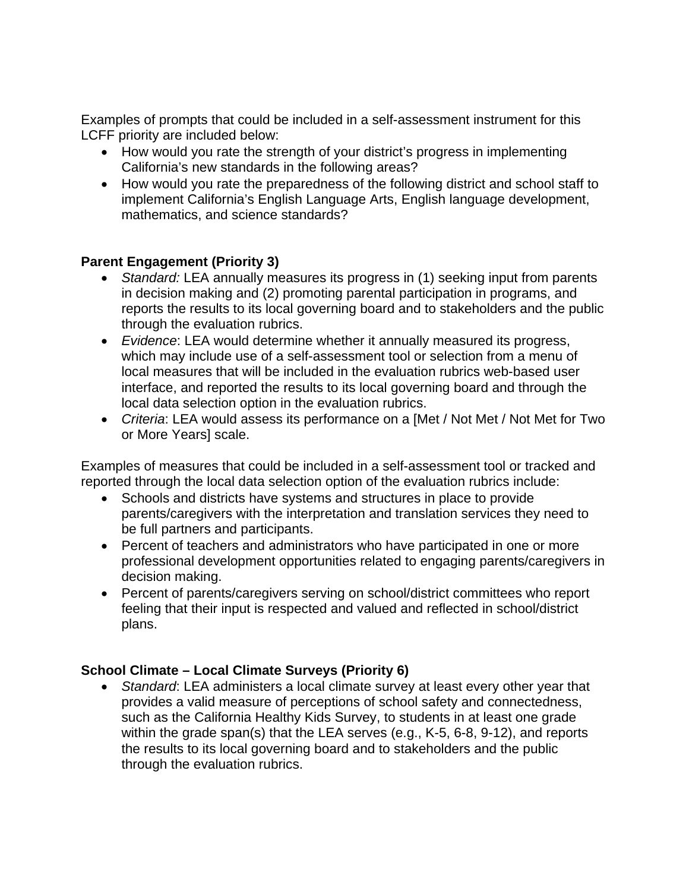Examples of prompts that could be included in a self-assessment instrument for this LCFF priority are included below:

- How would you rate the strength of your district's progress in implementing California's new standards in the following areas?
- How would you rate the preparedness of the following district and school staff to implement California's English Language Arts, English language development, mathematics, and science standards?

**Parent Engagement (Priority 3)**

- *Standard:* LEA annually measures its progress in (1) seeking input from parents in decision making and (2) promoting parental participation in programs, and reports the results to its local governing board and to stakeholders and the public through the evaluation rubrics.
- *Evidence*: LEA would determine whether it annually measured its progress, which may include use of a self-assessment tool or selection from a menu of local measures that will be included in the evaluation rubrics web-based user interface, and reported the results to its local governing board and through the local data selection option in the evaluation rubrics.
- *Criteria*: LEA would assess its performance on a [Met / Not Met / Not Met for Two or More Years] scale.

Examples of measures that could be included in a self-assessment tool or tracked and reported through the local data selection option of the evaluation rubrics include:

- Schools and districts have systems and structures in place to provide parents/caregivers with the interpretation and translation services they need to be full partners and participants.
- Percent of teachers and administrators who have participated in one or more professional development opportunities related to engaging parents/caregivers in decision making.
- Percent of parents/caregivers serving on school/district committees who report feeling that their input is respected and valued and reflected in school/district plans.

**School Climate – Local Climate Surveys (Priority 6)**

- *Standard*: LEA administers a local climate survey at least every other year that provides a valid measure of perceptions of school safety and connectedness, such as the California Healthy Kids Survey, to students in at least one grade within the grade span(s) that the LEA serves (e.g., K-5, 6-8, 9-12), and reports the results to its local governing board and to stakeholders and the public through the evaluation rubrics.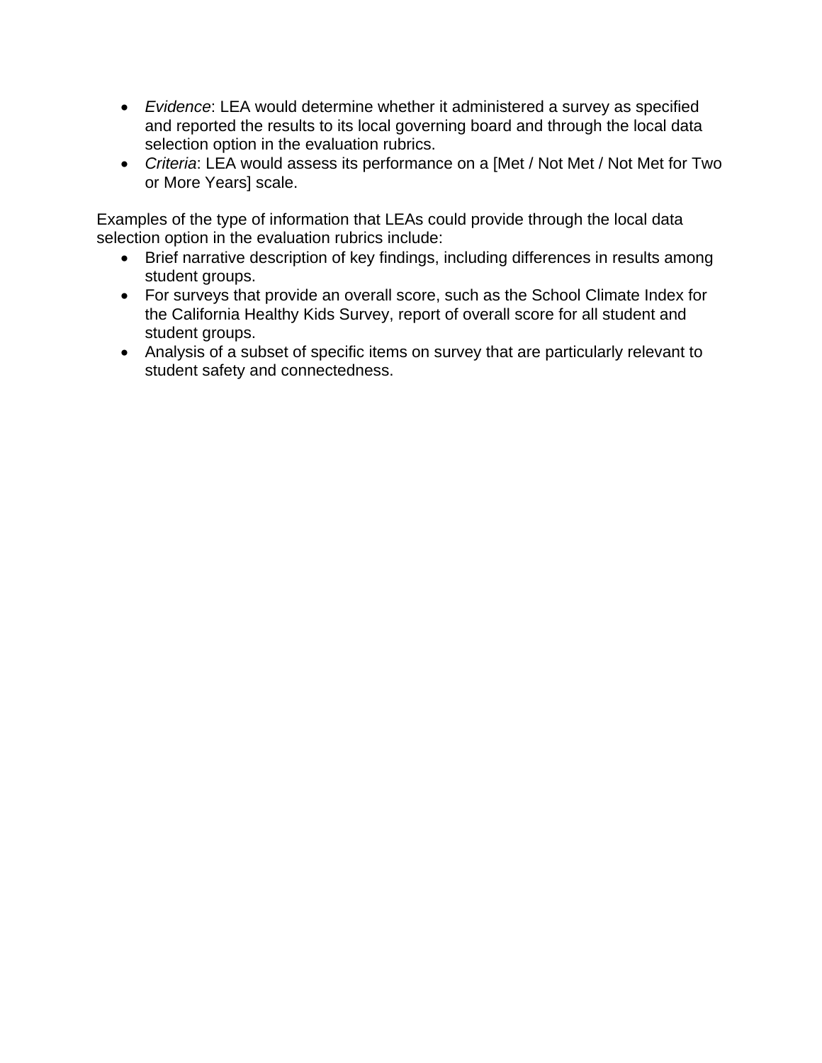- *Evidence*: LEA would determine whether it administered a survey as specified and reported the results to its local governing board and through the local data selection option in the evaluation rubrics.
- *Criteria*: LEA would assess its performance on a [Met / Not Met / Not Met for Two or More Years] scale.

Examples of the type of information that LEAs could provide through the local data selection option in the evaluation rubrics include:

- Brief narrative description of key findings, including differences in results among student groups.
- For surveys that provide an overall score, such as the School Climate Index for the California Healthy Kids Survey, report of overall score for all student and student groups.
- Analysis of a subset of specific items on survey that are particularly relevant to student safety and connectedness.